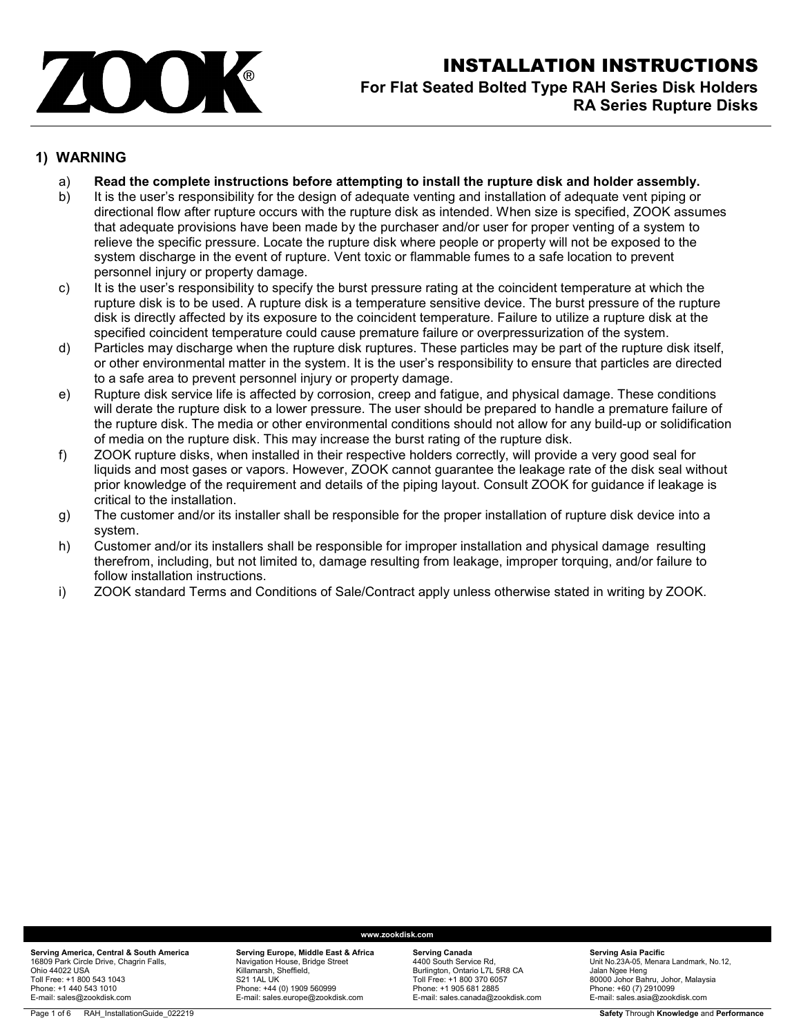# INSTALLATION INSTRUCTIONS

## For Flat Seated Bolted Type RAH Series Disk Holders RA Series Rupture Disks

### 1) WARNING

a) **Read the complete instructions before attempting to install the rupture disk and holder assembly.**

b) It is the user's responsibility for the design of adequate venting and installation of adequate vent piping or directional flow after rupture occurs with the rupture disk as intended. When size is specified, ZOOK assumes that adequate provisions have been made by the purchaser and/or user for proper venting of a system to relieve the specific pressure. Locate the rupture disk where people or property will not be exposed to the system discharge in the event of rupture. Vent toxic or flammable fumes to a safe location to prevent personnel injury or property damage.

c) It is the user's responsibility to specify the burst pressure rating at the coincident temperature at which the rupture disk is to be used. A rupture disk is a temperature sensitive device. The burst pressure of the rupture disk is directly affected by its exposure to the coincident temperature. Failure to utilize a rupture disk at the specified coincident temperature could cause premature failure or overpressurization of the system.

d) Particles may discharge when the rupture disk ruptures. These particles may be part of the rupture disk itself, or other environmental matter in the system. It is the user's responsibility to ensure that particles are directed to a safe area to prevent personnel injury or property damage.

e) Rupture disk service life is affected by corrosion, creep and fatigue, and physical damage. These conditions will derate the rupture disk to a lower pressure. The user should be prepared to handle a premature failure of the rupture disk. The media or other environmental conditions should not allow for any build-up or solidification of media on the rupture disk. This may increase the burst rating of the rupture disk.

f) ZOOK rupture disks, when installed in their respective holders correctly, will provide a very good seal for liquids and most gases or vapors. However, ZOOK cannot guarantee the leakage rate of the disk seal without prior knowledge of the requirement and details of the piping layout. Consult ZOOK for guidance if leakage is critical to the installation.

g) The customer and/or its installer shall be responsible for the proper installation of rupture disk device into a system.

h) Customer and/or its installers shall be responsible for improper installation and physical damage resulting therefrom, including, but not limited to, damage resulting from leakage, improper torquing, and/or failure to follow installation instructions.

i) ZOOK standard Terms and Conditions of Sale/Contract apply unless otherwise stated in writing by ZOOK.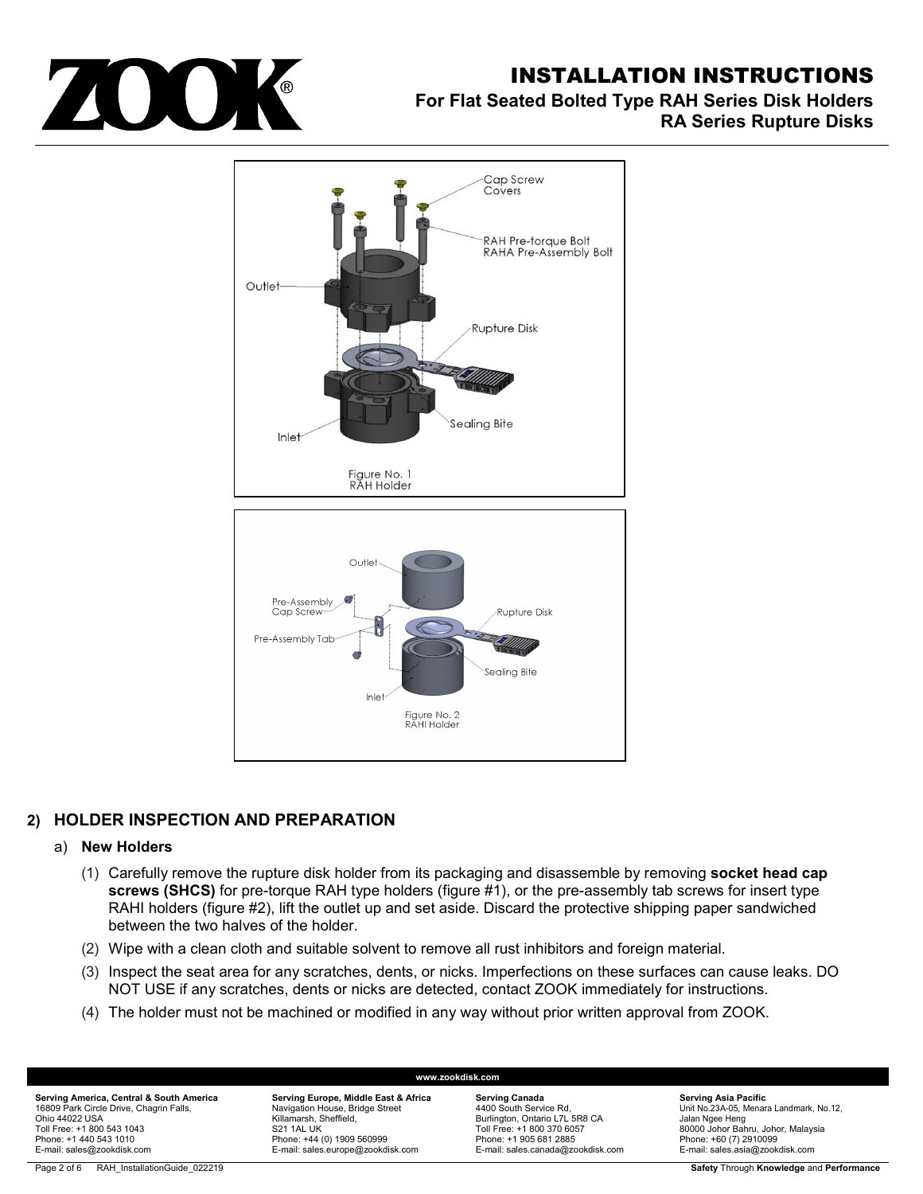Figure No. 1
RAH Holder

Figure No. 2
RAHI Holder

## 2) HOLDER INSPECTION AND PREPARATION

### a) New Holders

(1) Carefully remove the rupture disk holder from its packaging and disassemble by removing **socket head cap screws (SHCS)** for pre-torque RAH type holders (figure #1), or the pre-assembly tab screws for insert type RAHI holders (figure #2), lift the outlet up and set aside. Discard the protective shipping paper sandwiched between the two halves of the holder.

(2) Wipe with a clean cloth and suitable solvent to remove all rust inhibitors and foreign material.

(3) Inspect the seat area for any scratches, dents, or nicks. Imperfections on these surfaces can cause leaks. DO NOT USE if any scratches, dents or nicks are detected, contact ZOOK immediately for instructions.

(4) The holder must not be machined or modified in any way without prior written approval from ZOOK.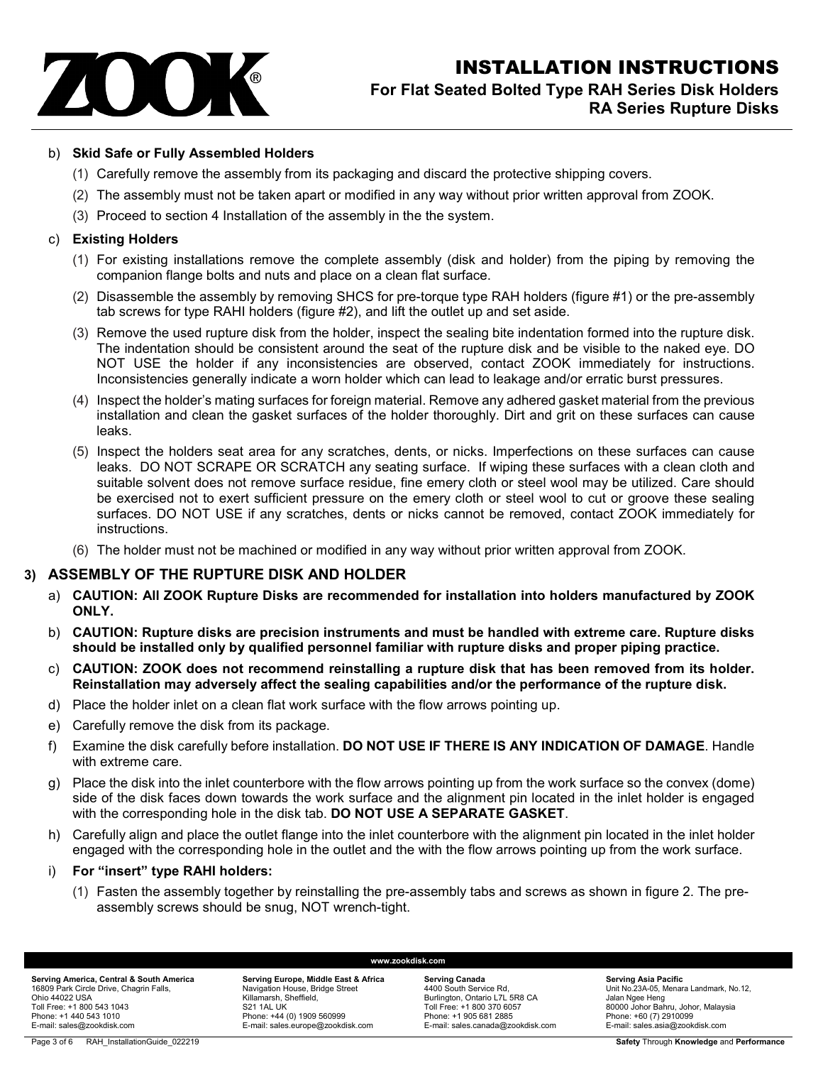b) **Skid Safe or Fully Assembled Holders**

   (1) Carefully remove the assembly from its packaging and discard the protective shipping covers.

   (2) The assembly must not be taken apart or modified in any way without prior written approval from ZOOK.

   (3) Proceed to section 4 Installation of the assembly in the the system.

c) **Existing Holders**

   (1) For existing installations remove the complete assembly (disk and holder) from the piping by removing the companion flange bolts and nuts and place on a clean flat surface.

   (2) Disassemble the assembly by removing SHCS for pre-torque type RAH holders (figure #1) or the pre-assembly tab screws for type RAHI holders (figure #2), and lift the outlet up and set aside.

   (3) Remove the used rupture disk from the holder, inspect the sealing bite indentation formed into the rupture disk. The indentation should be consistent around the seat of the rupture disk and be visible to the naked eye. DO NOT USE the holder if any inconsistencies are observed, contact ZOOK immediately for instructions. Inconsistencies generally indicate a worn holder which can lead to leakage and/or erratic burst pressures.

   (4) Inspect the holder's mating surfaces for foreign material. Remove any adhered gasket material from the previous installation and clean the gasket surfaces of the holder thoroughly. Dirt and grit on these surfaces can cause leaks.

   (5) Inspect the holders seat area for any scratches, dents, or nicks. Imperfections on these surfaces can cause leaks. DO NOT SCRAPE OR SCRATCH any seating surface. If wiping these surfaces with a clean cloth and suitable solvent does not remove surface residue, fine emery cloth or steel wool may be utilized. Care should be exercised not to exert sufficient pressure on the emery cloth or steel wool to cut or groove these sealing surfaces. DO NOT USE if any scratches, dents or nicks cannot be removed, contact ZOOK immediately for instructions.

   (6) The holder must not be machined or modified in any way without prior written approval from ZOOK.

## 3) ASSEMBLY OF THE RUPTURE DISK AND HOLDER

a) **CAUTION: All ZOOK Rupture Disks are recommended for installation into holders manufactured by ZOOK ONLY.**

b) **CAUTION: Rupture disks are precision instruments and must be handled with extreme care. Rupture disks should be installed only by qualified personnel familiar with rupture disks and proper piping practice.**

c) **CAUTION: ZOOK does not recommend reinstalling a rupture disk that has been removed from its holder. Reinstallation may adversely affect the sealing capabilities and/or the performance of the rupture disk.**

d) Place the holder inlet on a clean flat work surface with the flow arrows pointing up.

e) Carefully remove the disk from its package.

f) Examine the disk carefully before installation. **DO NOT USE IF THERE IS ANY INDICATION OF DAMAGE**. Handle with extreme care.

g) Place the disk into the inlet counterbore with the flow arrows pointing up from the work surface so the convex (dome) side of the disk faces down towards the work surface and the alignment pin located in the inlet holder is engaged with the corresponding hole in the disk tab. **DO NOT USE A SEPARATE GASKET**.

h) Carefully align and place the outlet flange into the inlet counterbore with the alignment pin located in the inlet holder engaged with the corresponding hole in the outlet and the with the flow arrows pointing up from the work surface.

i) **For "insert" type RAHI holders:**

   (1) Fasten the assembly together by reinstalling the pre-assembly tabs and screws as shown in figure 2. The pre-assembly screws should be snug, NOT wrench-tight.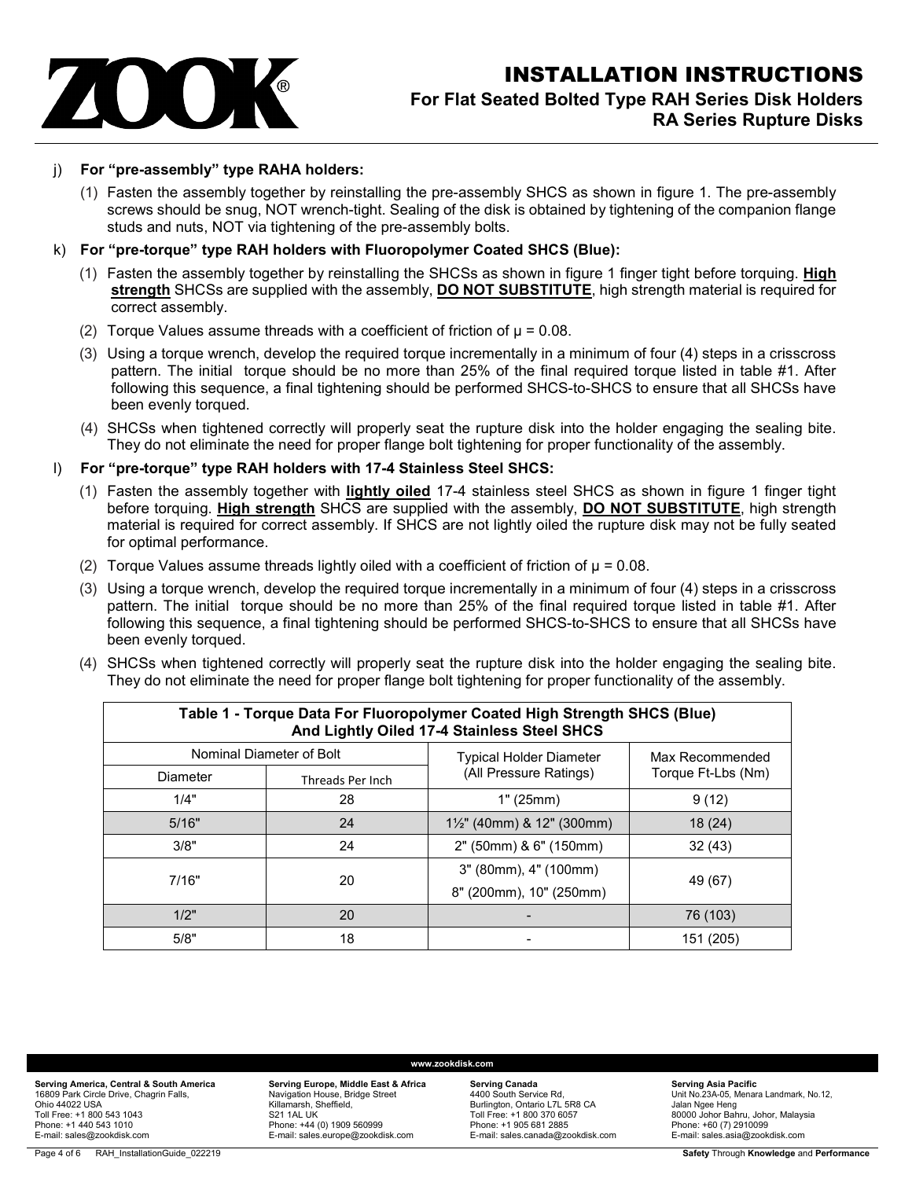j) **For "pre-assembly" type RAHA holders:**

   (1) Fasten the assembly together by reinstalling the pre-assembly SHCS as shown in figure 1. The pre-assembly screws should be snug, NOT wrench-tight. Sealing of the disk is obtained by tightening of the companion flange studs and nuts, NOT via tightening of the pre-assembly bolts.

k) **For "pre-torque" type RAH holders with Fluoropolymer Coated SHCS (Blue):**

   (1) Fasten the assembly together by reinstalling the SHCSs as shown in figure 1 finger tight before torquing. **High strength** SHCSs are supplied with the assembly, **DO NOT SUBSTITUTE**, high strength material is required for correct assembly.

   (2) Torque Values assume threads with a coefficient of friction of $\mu = 0.08$.

   (3) Using a torque wrench, develop the required torque incrementally in a minimum of four (4) steps in a crisscross pattern. The initial torque should be no more than 25% of the final required torque listed in table #1. After following this sequence, a final tightening should be performed SHCS-to-SHCS to ensure that all SHCSs have been evenly torqued.

   (4) SHCSs when tightened correctly will properly seat the rupture disk into the holder engaging the sealing bite. They do not eliminate the need for proper flange bolt tightening for proper functionality of the assembly.

l) **For "pre-torque" type RAH holders with 17-4 Stainless Steel SHCS:**

   (1) Fasten the assembly together with **lightly oiled** 17-4 stainless steel SHCS as shown in figure 1 finger tight before torquing. **High strength** SHCS are supplied with the assembly, **DO NOT SUBSTITUTE**, high strength material is required for correct assembly. If SHCS are not lightly oiled the rupture disk may not be fully seated for optimal performance.

   (2) Torque Values assume threads lightly oiled with a coefficient of friction of $\mu = 0.08$.

   (3) Using a torque wrench, develop the required torque incrementally in a minimum of four (4) steps in a crisscross pattern. The initial torque should be no more than 25% of the final required torque listed in table #1. After following this sequence, a final tightening should be performed SHCS-to-SHCS to ensure that all SHCSs have been evenly torqued.

   (4) SHCSs when tightened correctly will properly seat the rupture disk into the holder engaging the sealing bite. They do not eliminate the need for proper flange bolt tightening for proper functionality of the assembly.

**Table 1 - Torque Data For Fluoropolymer Coated High Strength SHCS (Blue) And Lightly Oiled 17-4 Stainless Steel SHCS**

| Nominal Diameter of Bolt | | Typical Holder Diameter (All Pressure Ratings) | Max Recommended Torque Ft-Lbs (Nm) |
|---|---|---|---|
| Diameter | Threads Per Inch | | |
| 1/4" | 28 | 1" (25mm) | 9 (12) |
| 5/16" | 24 | 1½" (40mm) & 12" (300mm) | 18 (24) |
| 3/8" | 24 | 2" (50mm) & 6" (150mm) | 32 (43) |
| 7/16" | 20 | 3" (80mm), 4" (100mm) 8" (200mm), 10" (250mm) | 49 (67) |
| 1/2" | 20 | - | 76 (103) |
| 5/8" | 18 | - | 151 (205) |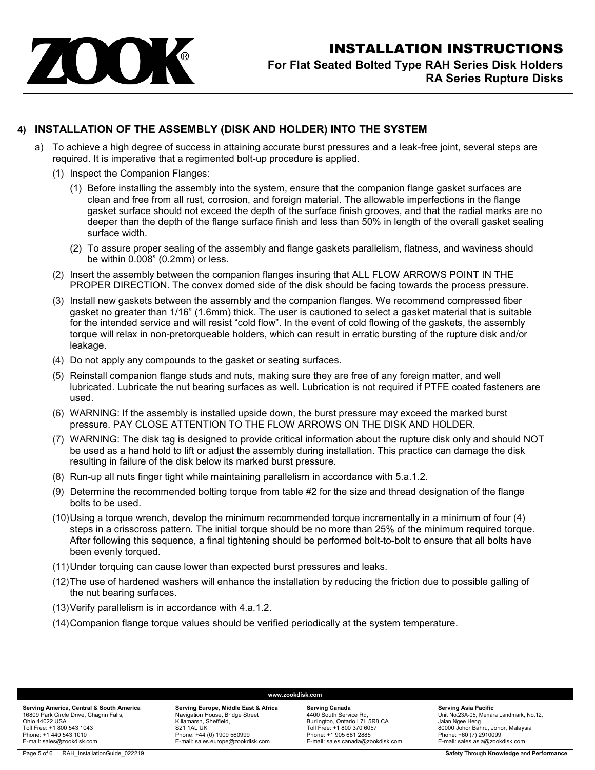## 4) INSTALLATION OF THE ASSEMBLY (DISK AND HOLDER) INTO THE SYSTEM

a) To achieve a high degree of success in attaining accurate burst pressures and a leak-free joint, several steps are required. It is imperative that a regimented bolt-up procedure is applied.

   (1) Inspect the Companion Flanges:

      (1) Before installing the assembly into the system, ensure that the companion flange gasket surfaces are clean and free from all rust, corrosion, and foreign material. The allowable imperfections in the flange gasket surface should not exceed the depth of the surface finish grooves, and that the radial marks are no deeper than the depth of the flange surface finish and less than 50% in length of the overall gasket sealing surface width.

      (2) To assure proper sealing of the assembly and flange gaskets parallelism, flatness, and waviness should be within 0.008" (0.2mm) or less.

   (2) Insert the assembly between the companion flanges insuring that ALL FLOW ARROWS POINT IN THE PROPER DIRECTION. The convex domed side of the disk should be facing towards the process pressure.

   (3) Install new gaskets between the assembly and the companion flanges. We recommend compressed fiber gasket no greater than 1/16" (1.6mm) thick. The user is cautioned to select a gasket material that is suitable for the intended service and will resist "cold flow". In the event of cold flowing of the gaskets, the assembly torque will relax in non-pretorqueable holders, which can result in erratic bursting of the rupture disk and/or leakage.

   (4) Do not apply any compounds to the gasket or seating surfaces.

   (5) Reinstall companion flange studs and nuts, making sure they are free of any foreign matter, and well lubricated. Lubricate the nut bearing surfaces as well. Lubrication is not required if PTFE coated fasteners are used.

   (6) WARNING: If the assembly is installed upside down, the burst pressure may exceed the marked burst pressure. PAY CLOSE ATTENTION TO THE FLOW ARROWS ON THE DISK AND HOLDER.

   (7) WARNING: The disk tag is designed to provide critical information about the rupture disk only and should NOT be used as a hand hold to lift or adjust the assembly during installation. This practice can damage the disk resulting in failure of the disk below its marked burst pressure.

   (8) Run-up all nuts finger tight while maintaining parallelism in accordance with 5.a.1.2.

   (9) Determine the recommended bolting torque from table #2 for the size and thread designation of the flange bolts to be used.

   (10) Using a torque wrench, develop the minimum recommended torque incrementally in a minimum of four (4) steps in a crisscross pattern. The initial torque should be no more than 25% of the minimum required torque. After following this sequence, a final tightening should be performed bolt-to-bolt to ensure that all bolts have been evenly torqued.

   (11) Under torquing can cause lower than expected burst pressures and leaks.

   (12) The use of hardened washers will enhance the installation by reducing the friction due to possible galling of the nut bearing surfaces.

   (13) Verify parallelism is in accordance with 4.a.1.2.

   (14) Companion flange torque values should be verified periodically at the system temperature.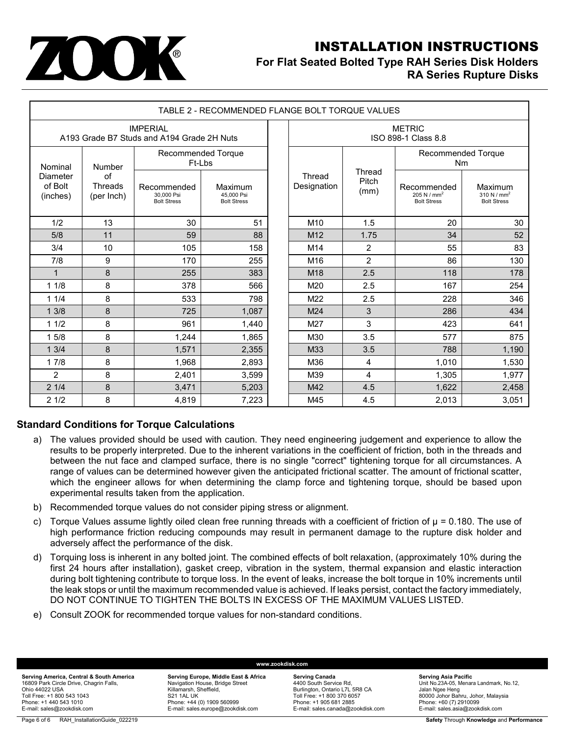# INSTALLATION INSTRUCTIONS

## For Flat Seated Bolted Type RAH Series Disk Holders RA Series Rupture Disks

| TABLE 2 - RECOMMENDED FLANGE BOLT TORQUE VALUES | | | | | | | |
|---|---|---|---|---|---|---|---|
| IMPERIAL A193 Grade B7 Studs and A194 Grade 2H Nuts | | | | METRIC ISO 898-1 Class 8.8 | | | |
| Nominal Diameter of Bolt (inches) | Number of Threads (per Inch) | Recommended Torque Ft-Lbs | | Thread Designation | Thread Pitch (mm) | Recommended Torque Nm | |
| | | Recommended 30,000 Psi Bolt Stress | Maximum 45,000 Psi Bolt Stress | | | Recommended 205 N / mm$^2$ Bolt Stress | Maximum 310 N / mm$^2$ Bolt Stress |
| 1/2 | 13 | 30 | 51 | M10 | 1.5 | 20 | 30 |
| 5/8 | 11 | 59 | 88 | M12 | 1.75 | 34 | 52 |
| 3/4 | 10 | 105 | 158 | M14 | 2 | 55 | 83 |
| 7/8 | 9 | 170 | 255 | M16 | 2 | 86 | 130 |
| 1 | 8 | 255 | 383 | M18 | 2.5 | 118 | 178 |
| 1 1/8 | 8 | 378 | 566 | M20 | 2.5 | 167 | 254 |
| 1 1/4 | 8 | 533 | 798 | M22 | 2.5 | 228 | 346 |
| 1 3/8 | 8 | 725 | 1,087 | M24 | 3 | 286 | 434 |
| 1 1/2 | 8 | 961 | 1,440 | M27 | 3 | 423 | 641 |
| 1 5/8 | 8 | 1,244 | 1,865 | M30 | 3.5 | 577 | 875 |
| 1 3/4 | 8 | 1,571 | 2,355 | M33 | 3.5 | 788 | 1,190 |
| 1 7/8 | 8 | 1,968 | 2,893 | M36 | 4 | 1,010 | 1,530 |
| 2 | 8 | 2,401 | 3,599 | M39 | 4 | 1,305 | 1,977 |
| 2 1/4 | 8 | 3,471 | 5,203 | M42 | 4.5 | 1,622 | 2,458 |
| 2 1/2 | 8 | 4,819 | 7,223 | M45 | 4.5 | 2,013 | 3,051 |

### Standard Conditions for Torque Calculations

a) The values provided should be used with caution. They need engineering judgement and experience to allow the results to be properly interpreted. Due to the inherent variations in the coefficient of friction, both in the threads and between the nut face and clamped surface, there is no single "correct" tightening torque for all circumstances. A range of values can be determined however given the anticipated frictional scatter. The amount of frictional scatter, which the engineer allows for when determining the clamp force and tightening torque, should be based upon experimental results taken from the application.

b) Recommended torque values do not consider piping stress or alignment.

c) Torque Values assume lightly oiled clean free running threads with a coefficient of friction of $\mu = 0.180$. The use of high performance friction reducing compounds may result in permanent damage to the rupture disk holder and adversely affect the performance of the disk.

d) Torquing loss is inherent in any bolted joint. The combined effects of bolt relaxation, (approximately 10% during the first 24 hours after installation), gasket creep, vibration in the system, thermal expansion and elastic interaction during bolt tightening contribute to torque loss. In the event of leaks, increase the bolt torque in 10% increments until the leak stops or until the maximum recommended value is achieved. If leaks persist, contact the factory immediately, DO NOT CONTINUE TO TIGHTEN THE BOLTS IN EXCESS OF THE MAXIMUM VALUES LISTED.

e) Consult ZOOK for recommended torque values for non-standard conditions.

www.zookdisk.com

**Serving America, Central & South America**
16809 Park Circle Drive, Chagrin Falls,
Ohio 44022 USA
Toll Free: +1 800 543 1043
Phone: +1 440 543 1010
E-mail: sales@zookdisk.com

**Serving Europe, Middle East & Africa**
Navigation House, Bridge Street
Killamarsh, Sheffield,
S21 1AL UK
Phone: +44 (0) 1909 560999
E-mail: sales.europe@zookdisk.com

**Serving Canada**
4400 South Service Rd,
Burlington, Ontario L7L 5R8 CA
Toll Free: +1 800 370 6057
Phone: +1 905 681 2885
E-mail: sales.canada@zookdisk.com

**Serving Asia Pacific**
Unit No.23A-05, Menara Landmark, No.12,
Jalan Ngee Heng
80000 Johor Bahru, Johor, Malaysia
Phone: +60 (7) 2910099
E-mail: sales.asia@zookdisk.com